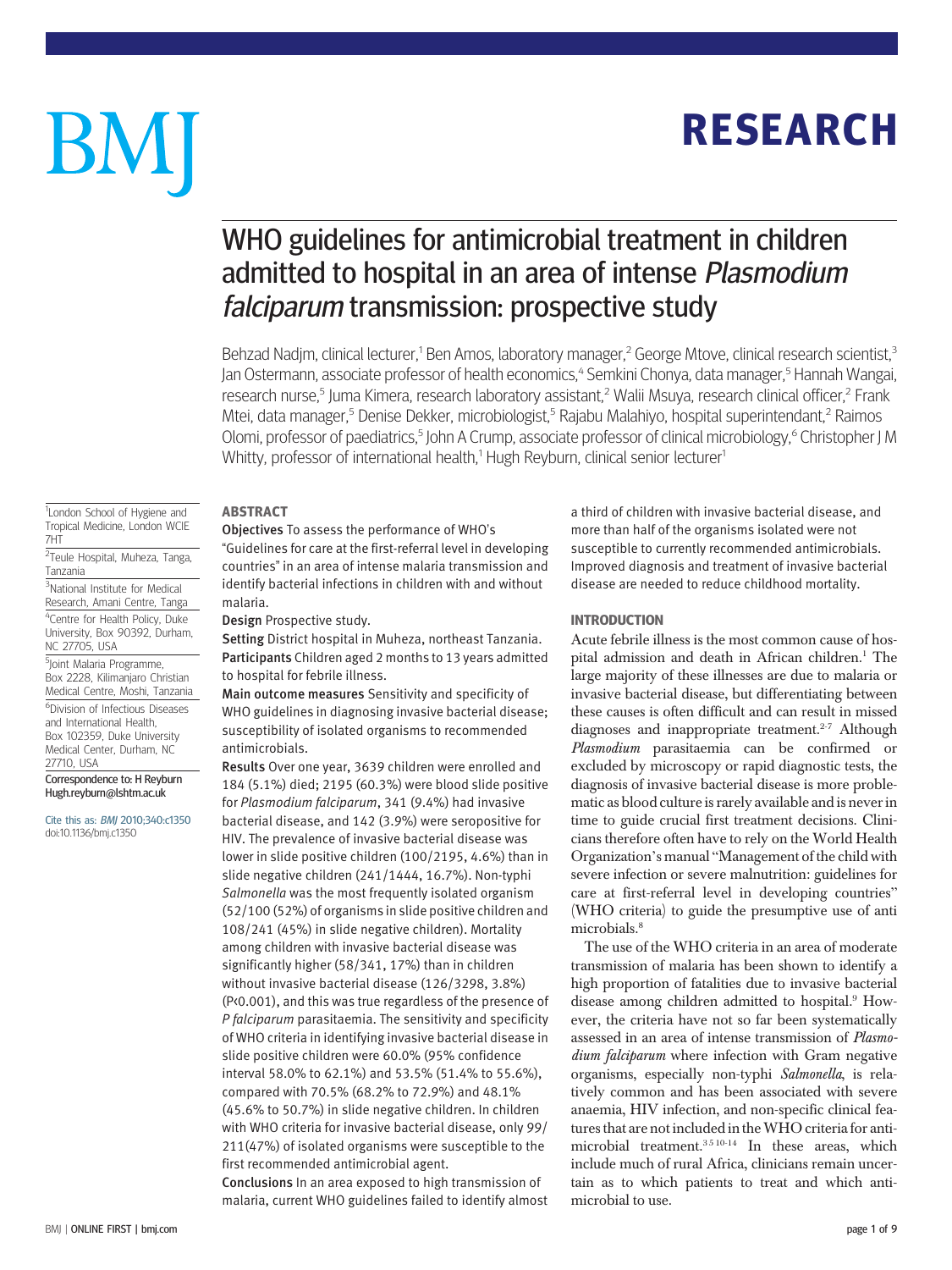# WHO guidelines for antimicrobial treatment in children admitted to hospital in an area of intense *Plasmodium falciparum* transmission: prospective study

Behzad Nadjm, clinical lecturer,[1] Ben Amos, laboratory manager,[2] George Mtove, clinical research scientist,[3] Jan Ostermann, associate professor of health economics,[4] Semkini Chonya, data manager,[5] Hannah Wangai, research nurse,[5] Juma Kimera, research laboratory assistant,[2] Walii Msuya, research clinical officer,[2] Frank Mtei, data manager,[5] Denise Dekker, microbiologist,[5] Rajabu Malahiyo, hospital superintendant,[2] Raimos Olomi, professor of paediatrics,[5] John A Crump, associate professor of clinical microbiology,[6] Christopher J M Whitty, professor of international health,[1] Hugh Reyburn, clinical senior lecturer[1]

[1]London School of Hygiene and Tropical Medicine, London WCIE 7HT

[2]Teule Hospital, Muheza, Tanga, Tanzania

[3]National Institute for Medical Research, Amani Centre, Tanga

[4]Centre for Health Policy, Duke University, Box 90392, Durham, NC 27705, USA

[5]Joint Malaria Programme, Box 2228, Kilimanjaro Christian Medical Centre, Moshi, Tanzania

[6]Division of Infectious Diseases and International Health, Box 102359, Duke University Medical Center, Durham, NC 27710, USA

Correspondence to: H Reyburn Hugh.reyburn@lshtm.ac.uk

Cite this as: *BMJ* 2010;340:c1350
doi:10.1136/bmj.c1350

## ABSTRACT

**Objectives** To assess the performance of WHO's "Guidelines for care at the first-referral level in developing countries" in an area of intense malaria transmission and identify bacterial infections in children with and without malaria.

**Design** Prospective study.

**Setting** District hospital in Muheza, northeast Tanzania.

**Participants** Children aged 2 months to 13 years admitted to hospital for febrile illness.

**Main outcome measures** Sensitivity and specificity of WHO guidelines in diagnosing invasive bacterial disease; susceptibility of isolated organisms to recommended antimicrobials.

**Results** Over one year, 3639 children were enrolled and 184 (5.1%) died; 2195 (60.3%) were blood slide positive for *Plasmodium falciparum*, 341 (9.4%) had invasive bacterial disease, and 142 (3.9%) were seropositive for HIV. The prevalence of invasive bacterial disease was lower in slide positive children (100/2195, 4.6%) than in slide negative children (241/1444, 16.7%). Non-typhi *Salmonella* was the most frequently isolated organism (52/100 (52%) of organisms in slide positive children and 108/241 (45%) in slide negative children). Mortality among children with invasive bacterial disease was significantly higher (58/341, 17%) than in children without invasive bacterial disease (126/3298, 3.8%) (P<0.001), and this was true regardless of the presence of *P falciparum* parasitaemia. The sensitivity and specificity of WHO criteria in identifying invasive bacterial disease in slide positive children were 60.0% (95% confidence interval 58.0% to 62.1%) and 53.5% (51.4% to 55.6%), compared with 70.5% (68.2% to 72.9%) and 48.1% (45.6% to 50.7%) in slide negative children. In children with WHO criteria for invasive bacterial disease, only 99/211(47%) of isolated organisms were susceptible to the first recommended antimicrobial agent.

**Conclusions** In an area exposed to high transmission of malaria, current WHO guidelines failed to identify almost a third of children with invasive bacterial disease, and more than half of the organisms isolated were not susceptible to currently recommended antimicrobials. Improved diagnosis and treatment of invasive bacterial disease are needed to reduce childhood mortality.

## INTRODUCTION

Acute febrile illness is the most common cause of hospital admission and death in African children.[1] The large majority of these illnesses are due to malaria or invasive bacterial disease, but differentiating between these causes is often difficult and can result in missed diagnoses and inappropriate treatment.[2-7] Although *Plasmodium* parasitaemia can be confirmed or excluded by microscopy or rapid diagnostic tests, the diagnosis of invasive bacterial disease is more problematic as blood culture is rarely available and is never in time to guide crucial first treatment decisions. Clinicians therefore often have to rely on the World Health Organization's manual "Management of the child with severe infection or severe malnutrition: guidelines for care at first-referral level in developing countries" (WHO criteria) to guide the presumptive use of anti microbials.[8]

The use of the WHO criteria in an area of moderate transmission of malaria has been shown to identify a high proportion of fatalities due to invasive bacterial disease among children admitted to hospital.[9] However, the criteria have not so far been systematically assessed in an area of intense transmission of *Plasmodium falciparum* where infection with Gram negative organisms, especially non-typhi *Salmonella*, is relatively common and has been associated with severe anaemia, HIV infection, and non-specific clinical features that are not included in the WHO criteria for antimicrobial treatment.[3,5,10-14] In these areas, which include much of rural Africa, clinicians remain uncertain as to which patients to treat and which antimicrobial to use.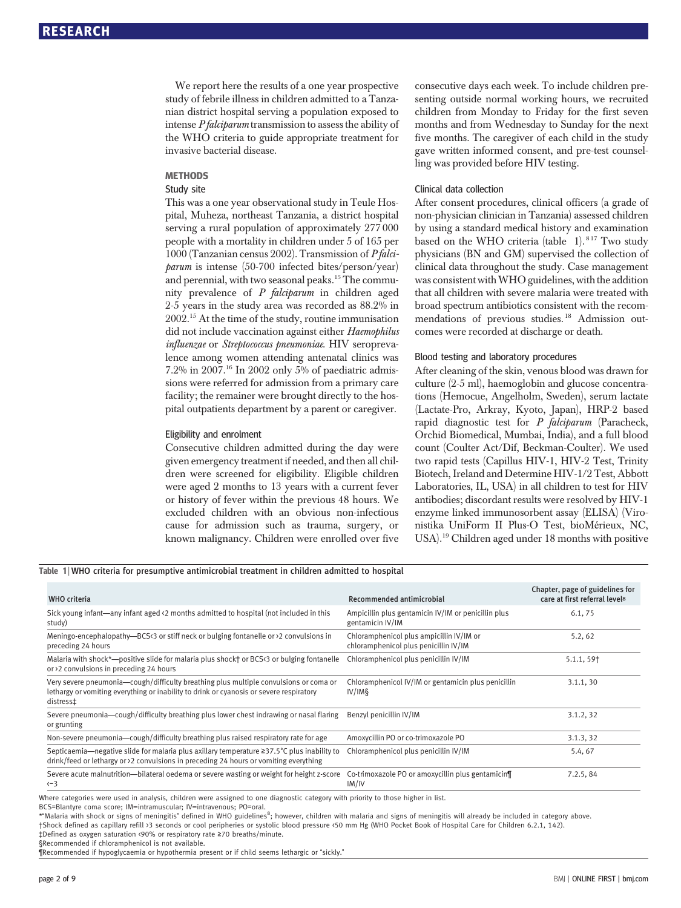We report here the results of a one year prospective study of febrile illness in children admitted to a Tanzanian district hospital serving a population exposed to intense *P falciparum* transmission to assess the ability of the WHO criteria to guide appropriate treatment for invasive bacterial disease.

## METHODS

### Study site

This was a one year observational study in Teule Hospital, Muheza, northeast Tanzania, a district hospital serving a rural population of approximately 277 000 people with a mortality in children under 5 of 165 per 1000 (Tanzanian census 2002). Transmission of *P falciparum* is intense (50-700 infected bites/person/year) and perennial, with two seasonal peaks.[15] The community prevalence of *P falciparum* in children aged 2-5 years in the study area was recorded as 88.2% in 2002.[15] At the time of the study, routine immunisation did not include vaccination against either *Haemophilus influenzae* or *Streptococcus pneumoniae*. HIV seroprevalence among women attending antenatal clinics was 7.2% in 2007.[16] In 2002 only 5% of paediatric admissions were referred for admission from a primary care facility; the remainer were brought directly to the hospital outpatients department by a parent or caregiver.

### Eligibility and enrolment

Consecutive children admitted during the day were given emergency treatment if needed, and then all children were screened for eligibility. Eligible children were aged 2 months to 13 years with a current fever or history of fever within the previous 48 hours. We excluded children with an obvious non-infectious cause for admission such as trauma, surgery, or known malignancy. Children were enrolled over five consecutive days each week. To include children presenting outside normal working hours, we recruited children from Monday to Friday for the first seven months and from Wednesday to Sunday for the next five months. The caregiver of each child in the study gave written informed consent, and pre-test counselling was provided before HIV testing.

### Clinical data collection

After consent procedures, clinical officers (a grade of non-physician clinician in Tanzania) assessed children by using a standard medical history and examination based on the WHO criteria (table 1).[8 17] Two study physicians (BN and GM) supervised the collection of clinical data throughout the study. Case management was consistent with WHO guidelines, with the addition that all children with severe malaria were treated with broad spectrum antibiotics consistent with the recommendations of previous studies.[18] Admission outcomes were recorded at discharge or death.

### Blood testing and laboratory procedures

After cleaning of the skin, venous blood was drawn for culture (2-5 ml), haemoglobin and glucose concentrations (Hemocue, Angelholm, Sweden), serum lactate (Lactate-Pro, Arkray, Kyoto, Japan), HRP-2 based rapid diagnostic test for *P falciparum* (Paracheck, Orchid Biomedical, Mumbai, India), and a full blood count (Coulter Act/Dif, Beckman-Coulter). We used two rapid tests (Capillus HIV-1, HIV-2 Test, Trinity Biotech, Ireland and Determine HIV-1/2 Test, Abbott Laboratories, IL, USA) in all children to test for HIV antibodies; discordant results were resolved by HIV-1 enzyme linked immunosorbent assay (ELISA) (Vironistika UniForm II Plus-O Test, bioMérieux, NC, USA).[19] Children aged under 18 months with positive

**Table 1** | WHO criteria for presumptive antimicrobial treatment in children admitted to hospital

| WHO criteria | Recommended antimicrobial | Chapter, page of guidelines for care at first referral level[8] |
|---|---|---|
| Sick young infant—any infant aged <2 months admitted to hospital (not included in this study) | Ampicillin plus gentamicin IV/IM or penicillin plus gentamicin IV/IM | 6.1, 75 |
| Meningo-encephalopathy—BCS<3 or stiff neck or bulging fontanelle or >2 convulsions in preceding 24 hours | Chloramphenicol plus ampicillin IV/IM or chloramphenicol plus penicillin IV/IM | 5.2, 62 |
| Malaria with shock*—positive slide for malaria plus shock† or BCS<3 or bulging fontanelle or >2 convulsions in preceding 24 hours | Chloramphenicol plus penicillin IV/IM | 5.1.1, 59† |
| Very severe pneumonia—cough/difficulty breathing plus multiple convulsions or coma or lethargy or vomiting everything or inability to drink or cyanosis or severe respiratory distress‡ | Chloramphenicol IV/IM or gentamicin plus penicillin IV/IM§ | 3.1.1, 30 |
| Severe pneumonia—cough/difficulty breathing plus lower chest indrawing or nasal flaring or grunting | Benzyl penicillin IV/IM | 3.1.2, 32 |
| Non-severe pneumonia—cough/difficulty breathing plus raised respiratory rate for age | Amoxycillin PO or co-trimoxazole PO | 3.1.3, 32 |
| Septicaemia—negative slide for malaria plus axillary temperature ≥37.5°C plus inability to drink/feed or lethargy or >2 convulsions in preceding 24 hours or vomiting everything | Chloramphenicol plus penicillin IV/IM | 5.4, 67 |
| Severe acute malnutrition—bilateral oedema or severe wasting or weight for height z-score <−3 | Co-trimoxazole PO or amoxycillin plus gentamicin¶ IM/IV | 7.2.5, 84 |

Where categories were used in analysis, children were assigned to one diagnostic category with priority to those higher in list.
BCS=Blantyre coma score; IM=intramuscular; IV=intravenous; PO=oral.
*"Malaria with shock or signs of meningitis" defined in WHO guidelines[8]; however, children with malaria and signs of meningitis will already be included in category above.
†Shock defined as capillary refill >3 seconds or cool peripheries or systolic blood pressure <50 mm Hg (WHO Pocket Book of Hospital Care for Children 6.2.1, 142).
‡Defined as oxygen saturation <90% or respiratory rate ≥70 breaths/minute.
§Recommended if chloramphenicol is not available.
¶Recommended if hypoglycaemia or hypothermia present or if child seems lethargic or "sickly."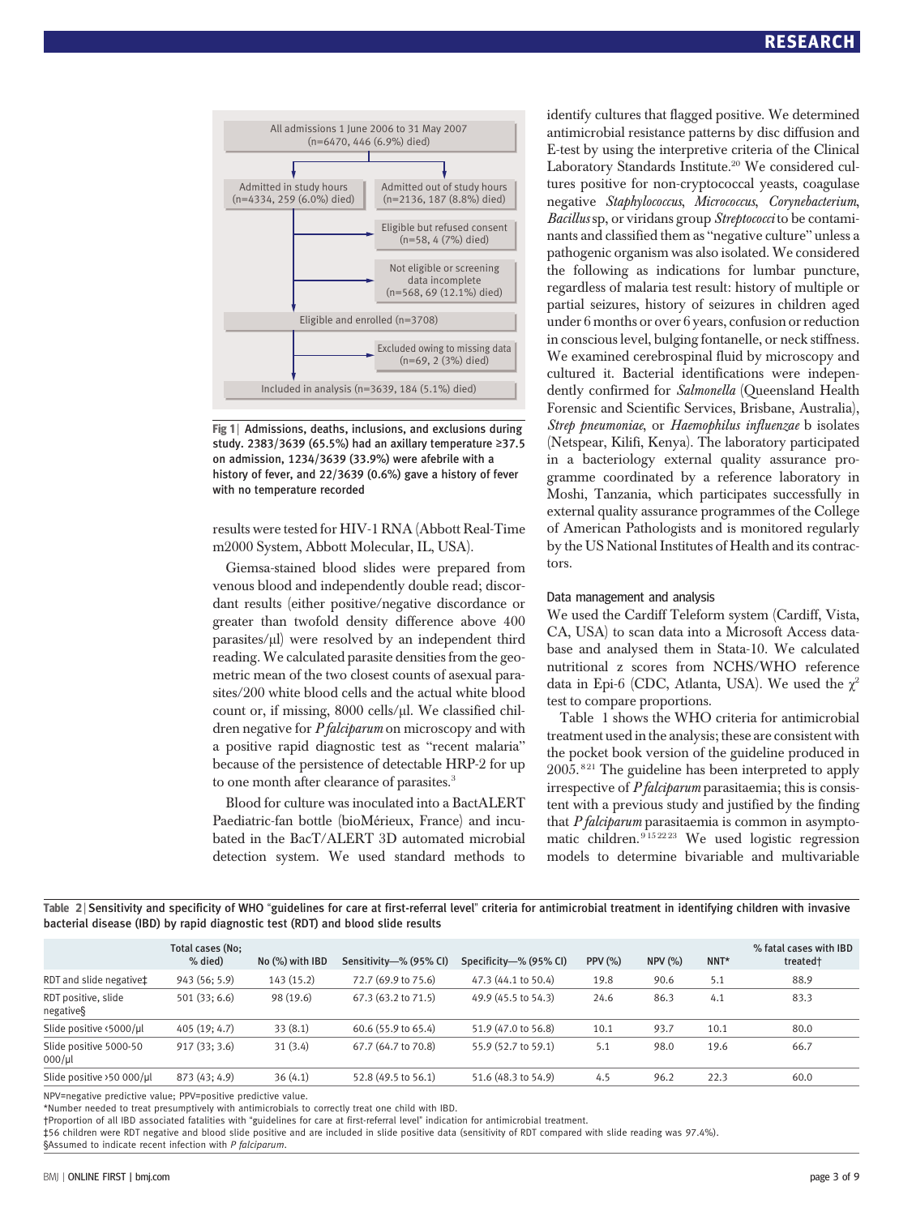All admissions 1 June 2006 to 31 May 2007 (n=6470, 446 (6.9%) died)

Admitted in study hours (n=4334, 259 (6.0%) died)

Admitted out of study hours (n=2136, 187 (8.8%) died)

Eligible but refused consent (n=58, 4 (7%) died)

Not eligible or screening data incomplete (n=568, 69 (12.1%) died)

Eligible and enrolled (n=3708)

Excluded owing to missing data (n=69, 2 (3%) died)

Included in analysis (n=3639, 184 (5.1%) died)

**Fig 1** | Admissions, deaths, inclusions, and exclusions during study. 2383/3639 (65.5%) had an axillary temperature ≥37.5 on admission, 1234/3639 (33.9%) were afebrile with a history of fever, and 22/3639 (0.6%) gave a history of fever with no temperature recorded

results were tested for HIV-1 RNA (Abbott Real-Time m2000 System, Abbott Molecular, IL, USA).

Giemsa-stained blood slides were prepared from venous blood and independently double read; discordant results (either positive/negative discordance or greater than twofold density difference above 400 parasites/μl) were resolved by an independent third reading. We calculated parasite densities from the geometric mean of the two closest counts of asexual parasites/200 white blood cells and the actual white blood count or, if missing, 8000 cells/μl. We classified children negative for *P falciparum* on microscopy and with a positive rapid diagnostic test as "recent malaria" because of the persistence of detectable HRP-2 for up to one month after clearance of parasites.[3]

Blood for culture was inoculated into a BactALERT Paediatric-fan bottle (bioMérieux, France) and incubated in the BacT/ALERT 3D automated microbial detection system. We used standard methods to identify cultures that flagged positive. We determined antimicrobial resistance patterns by disc diffusion and E-test by using the interpretive criteria of the Clinical Laboratory Standards Institute.[20] We considered cultures positive for non-cryptococcal yeasts, coagulase negative *Staphylococcus*, *Micrococcus*, *Corynebacterium*, *Bacillus* sp, or viridans group *Streptococci* to be contaminants and classified them as "negative culture" unless a pathogenic organism was also isolated. We considered the following as indications for lumbar puncture, regardless of malaria test result: history of multiple or partial seizures, history of seizures in children aged under 6 months or over 6 years, confusion or reduction in conscious level, bulging fontanelle, or neck stiffness. We examined cerebrospinal fluid by microscopy and cultured it. Bacterial identifications were independently confirmed for *Salmonella* (Queensland Health Forensic and Scientific Services, Brisbane, Australia), *Strep pneumoniae*, or *Haemophilus influenzae* b isolates (Netspear, Kilifi, Kenya). The laboratory participated in a bacteriology external quality assurance programme coordinated by a reference laboratory in Moshi, Tanzania, which participates successfully in external quality assurance programmes of the College of American Pathologists and is monitored regularly by the US National Institutes of Health and its contractors.

### Data management and analysis

We used the Cardiff Teleform system (Cardiff, Vista, CA, USA) to scan data into a Microsoft Access database and analysed them in Stata-10. We calculated nutritional z scores from NCHS/WHO reference data in Epi-6 (CDC, Atlanta, USA). We used the $\chi^2$ test to compare proportions.

Table 1 shows the WHO criteria for antimicrobial treatment used in the analysis; these are consistent with the pocket book version of the guideline produced in 2005.[8,21] The guideline has been interpreted to apply irrespective of *P falciparum* parasitaemia; this is consistent with a previous study and justified by the finding that *P falciparum* parasitaemia is common in asymptomatic children.[9,15,22,23] We used logistic regression models to determine bivariable and multivariable

**Table 2** | Sensitivity and specificity of WHO "guidelines for care at first-referral level" criteria for antimicrobial treatment in identifying children with invasive bacterial disease (IBD) by rapid diagnostic test (RDT) and blood slide results

| | Total cases (No; % died) | No (%) with IBD | Sensitivity—% (95% CI) | Specificity—% (95% CI) | PPV (%) | NPV (%) | NNT* | % fatal cases with IBD treated† |
|---|---|---|---|---|---|---|---|---|
| RDT and slide negative‡ | 943 (56; 5.9) | 143 (15.2) | 72.7 (69.9 to 75.6) | 47.3 (44.1 to 50.4) | 19.8 | 90.6 | 5.1 | 88.9 |
| RDT positive, slide negative§ | 501 (33; 6.6) | 98 (19.6) | 67.3 (63.2 to 71.5) | 49.9 (45.5 to 54.3) | 24.6 | 86.3 | 4.1 | 83.3 |
| Slide positive <5000/μl | 405 (19; 4.7) | 33 (8.1) | 60.6 (55.9 to 65.4) | 51.9 (47.0 to 56.8) | 10.1 | 93.7 | 10.1 | 80.0 |
| Slide positive 5000-50 000/μl | 917 (33; 3.6) | 31 (3.4) | 67.7 (64.7 to 70.8) | 55.9 (52.7 to 59.1) | 5.1 | 98.0 | 19.6 | 66.7 |
| Slide positive >50 000/μl | 873 (43; 4.9) | 36 (4.1) | 52.8 (49.5 to 56.1) | 51.6 (48.3 to 54.9) | 4.5 | 96.2 | 22.3 | 60.0 |

NPV=negative predictive value; PPV=positive predictive value.

*Number needed to treat presumptively with antimicrobials to correctly treat one child with IBD.

†Proportion of all IBD associated fatalities with "guidelines for care at first-referral level" indication for antimicrobial treatment.

‡56 children were RDT negative and blood slide positive and are included in slide positive data (sensitivity of RDT compared with slide reading was 97.4%).

§Assumed to indicate recent infection with *P falciparum*.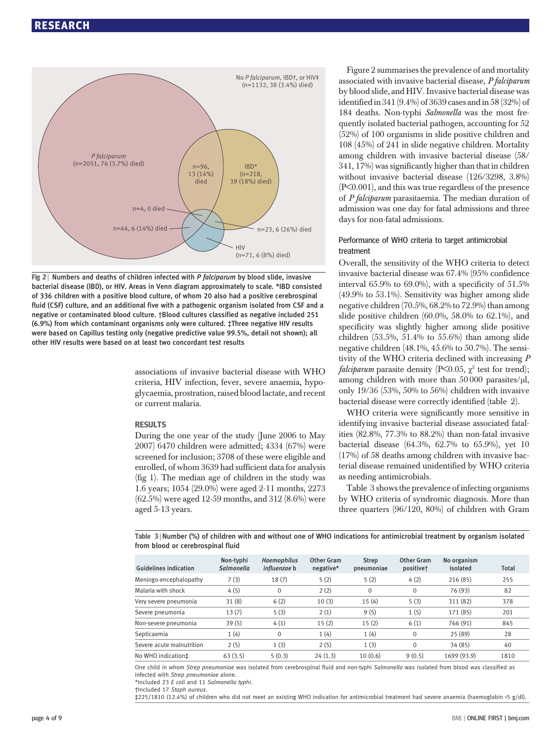Fig 2 | Numbers and deaths of children infected with *P falciparum* by blood slide, invasive bacterial disease (IBD), or HIV. Areas in Venn diagram approximately to scale. *IBD consisted of 336 children with a positive blood culture, of whom 20 also had a positive cerebrospinal fluid (CSF) culture, and an additional five with a pathogenic organism isolated from CSF and a negative or contaminated blood culture. †Blood cultures classified as negative included 251 (6.9%) from which contaminant organisms only were cultured. ‡Three negative HIV results were based on Capillus testing only (negative predictive value 99.5%, detail not shown); all other HIV results were based on at least two concordant test results

associations of invasive bacterial disease with WHO criteria, HIV infection, fever, severe anaemia, hypoglycaemia, prostration, raised blood lactate, and recent or current malaria.

## RESULTS

During the one year of the study (June 2006 to May 2007) 6470 children were admitted; 4334 (67%) were screened for inclusion; 3708 of these were eligible and enrolled, of whom 3639 had sufficient data for analysis (fig 1). The median age of children in the study was 1.6 years; 1054 (29.0%) were aged 2-11 months, 2273 (62.5%) were aged 12-59 months, and 312 (8.6%) were aged 5-13 years.

Figure 2 summarises the prevalence of and mortality associated with invasive bacterial disease, *P falciparum* by blood slide, and HIV. Invasive bacterial disease was identified in 341 (9.4%) of 3639 cases and in 58 (32%) of 184 deaths. Non-typhi *Salmonella* was the most frequently isolated bacterial pathogen, accounting for 52 (52%) of 100 organisms in slide positive children and 108 (45%) of 241 in slide negative children. Mortality among children with invasive bacterial disease (58/341, 17%) was significantly higher than that in children without invasive bacterial disease (126/3298, 3.8%) ($P<0.001$), and this was true regardless of the presence of *P falciparum* parasitaemia. The median duration of admission was one day for fatal admissions and three days for non-fatal admissions.

### Performance of WHO criteria to target antimicrobial treatment

Overall, the sensitivity of the WHO criteria to detect invasive bacterial disease was 67.4% (95% confidence interval 65.9% to 69.0%), with a specificity of 51.5% (49.9% to 53.1%). Sensitivity was higher among slide negative children (70.5%, 68.2% to 72.9%) than among slide positive children (60.0%, 58.0% to 62.1%), and specificity was slightly higher among slide positive children (53.5%, 51.4% to 55.6%) than among slide negative children (48.1%, 45.6% to 50.7%). The sensitivity of the WHO criteria declined with increasing *P falciparum* parasite density ($P<0.05$, $\chi^2$ test for trend); among children with more than 50 000 parasites/μl, only 19/36 (53%, 50% to 56%) children with invasive bacterial disease were correctly identified (table 2).

WHO criteria were significantly more sensitive in identifying invasive bacterial disease associated fatalities (82.8%, 77.3% to 88.2%) than non-fatal invasive bacterial disease (64.3%, 62.7% to 65.9%), yet 10 (17%) of 58 deaths among children with invasive bacterial disease remained unidentified by WHO criteria as needing antimicrobials.

Table 3 shows the prevalence of infecting organisms by WHO criteria of syndromic diagnosis. More than three quarters (96/120, 80%) of children with Gram

Table 3 | Number (%) of children with and without one of WHO indications for antimicrobial treatment by organism isolated from blood or cerebrospinal fluid

| Guidelines indication | Non-typhi *Salmonella* | *Haemophilus influenzae* b | Other Gram negative* | Strep pneumoniae | Other Gram positive† | No organism isolated | Total |
|---|---|---|---|---|---|---|---|
| Meningo-encephalopathy | 7 (3) | 18 (7) | 5 (2) | 5 (2) | 4 (2) | 216 (85) | 255 |
| Malaria with shock | 4 (5) | 0 | 2 (2) | 0 | 0 | 76 (93) | 82 |
| Very severe pneumonia | 31 (8) | 6 (2) | 10 (3) | 15 (4) | 5 (3) | 311 (82) | 378 |
| Severe pneumonia | 13 (7) | 5 (3) | 2 (1) | 9 (5) | 1 (5) | 171 (85) | 201 |
| Non-severe pneumonia | 39 (5) | 4 (1) | 15 (2) | 15 (2) | 6 (1) | 766 (91) | 845 |
| Septicaemia | 1 (4) | 0 | 1 (4) | 1 (4) | 0 | 25 (89) | 28 |
| Severe acute malnutrition | 2 (5) | 1 (3) | 2 (5) | 1 (3) | 0 | 34 (85) | 40 |
| No WHO indication‡ | 63 (3.5) | 5 (0.3) | 24 (1.3) | 10 (0.6) | 9 (0.5) | 1699 (93.9) | 1810 |

One child in whom *Strep pneumoniae* was isolated from cerebrospinal fluid and non-typhi *Salmonella* was isolated from blood was classified as infected with *Strep pneumoniae* alone.

*Included 23 *E coli* and 11 *Salmonella typhi*.

†Included 17 *Staph aureus*.

‡225/1810 (12.4%) of children who did not meet an existing WHO indication for antimicrobial treatment had severe anaemia (haemoglobin <5 g/dl).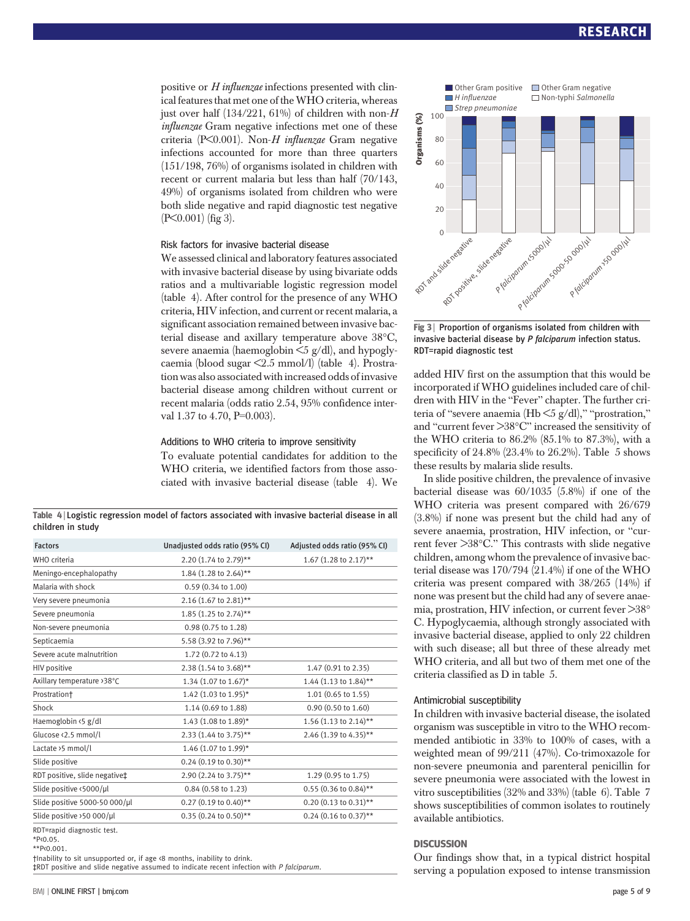positive or *H influenzae* infections presented with clinical features that met one of the WHO criteria, whereas just over half (134/221, 61%) of children with non-*H influenzae* Gram negative infections met one of these criteria (P<0.001). Non-*H influenzae* Gram negative infections accounted for more than three quarters (151/198, 76%) of organisms isolated in children with recent or current malaria but less than half (70/143, 49%) of organisms isolated from children who were both slide negative and rapid diagnostic test negative (P<0.001) (fig 3).

### Risk factors for invasive bacterial disease

We assessed clinical and laboratory features associated with invasive bacterial disease by using bivariate odds ratios and a multivariable logistic regression model (table 4). After control for the presence of any WHO criteria, HIV infection, and current or recent malaria, a significant association remained between invasive bacterial disease and axillary temperature above 38°C, severe anaemia (haemoglobin <5 g/dl), and hypoglycaemia (blood sugar <2.5 mmol/l) (table 4). Prostration was also associated with increased odds of invasive bacterial disease among children without current or recent malaria (odds ratio 2.54, 95% confidence interval 1.37 to 4.70, P=0.003).

### Additions to WHO criteria to improve sensitivity

To evaluate potential candidates for addition to the WHO criteria, we identified factors from those associated with invasive bacterial disease (table 4). We added HIV first on the assumption that this would be incorporated if WHO guidelines included care of children with HIV in the "Fever" chapter. The further criteria of "severe anaemia (Hb <5 g/dl)," "prostration," and "current fever >38°C" increased the sensitivity of the WHO criteria to 86.2% (85.1% to 87.3%), with a specificity of 24.8% (23.4% to 26.2%). Table 5 shows these results by malaria slide results.

**Table 4** | Logistic regression model of factors associated with invasive bacterial disease in all children in study

| Factors | Unadjusted odds ratio (95% CI) | Adjusted odds ratio (95% CI) |
|---|---|---|
| WHO criteria | 2.20 (1.74 to 2.79)** | 1.67 (1.28 to 2.17)** |
| Meningo-encephalopathy | 1.84 (1.28 to 2.64)** | |
| Malaria with shock | 0.59 (0.34 to 1.00) | |
| Very severe pneumonia | 2.16 (1.67 to 2.81)** | |
| Severe pneumonia | 1.85 (1.25 to 2.74)** | |
| Non-severe pneumonia | 0.98 (0.75 to 1.28) | |
| Septicaemia | 5.58 (3.92 to 7.96)** | |
| Severe acute malnutrition | 1.72 (0.72 to 4.13) | |
| HIV positive | 2.38 (1.54 to 3.68)** | 1.47 (0.91 to 2.35) |
| Axillary temperature >38°C | 1.34 (1.07 to 1.67)* | 1.44 (1.13 to 1.84)** |
| Prostration† | 1.42 (1.03 to 1.95)* | 1.01 (0.65 to 1.55) |
| Shock | 1.14 (0.69 to 1.88) | 0.90 (0.50 to 1.60) |
| Haemoglobin <5 g/dl | 1.43 (1.08 to 1.89)* | 1.56 (1.13 to 2.14)** |
| Glucose <2.5 mmol/l | 2.33 (1.44 to 3.75)** | 2.46 (1.39 to 4.35)** |
| Lactate >5 mmol/l | 1.46 (1.07 to 1.99)* | |
| Slide positive | 0.24 (0.19 to 0.30)** | |
| RDT positive, slide negative‡ | 2.90 (2.24 to 3.75)** | 1.29 (0.95 to 1.75) |
| Slide positive <5000/µl | 0.84 (0.58 to 1.23) | 0.55 (0.36 to 0.84)** |
| Slide positive 5000-50 000/µl | 0.27 (0.19 to 0.40)** | 0.20 (0.13 to 0.31)** |
| Slide positive >50 000/µl | 0.35 (0.24 to 0.50)** | 0.24 (0.16 to 0.37)** |

RDT=rapid diagnostic test.
*P<0.05.
**P<0.001.
†Inability to sit unsupported or, if age <8 months, inability to drink.
‡RDT positive and slide negative assumed to indicate recent infection with *P falciparum*.

**Fig 3** | Proportion of organisms isolated from children with invasive bacterial disease by *P falciparum* infection status. RDT=rapid diagnostic test

In slide positive children, the prevalence of invasive bacterial disease was 60/1035 (5.8%) if one of the WHO criteria was present compared with 26/679 (3.8%) if none was present but the child had any of severe anaemia, prostration, HIV infection, or "current fever >38°C." This contrasts with slide negative children, among whom the prevalence of invasive bacterial disease was 170/794 (21.4%) if one of the WHO criteria was present compared with 38/265 (14%) if none was present but the child had any of severe anaemia, prostration, HIV infection, or current fever >38°C. Hypoglycaemia, although strongly associated with invasive bacterial disease, applied to only 22 children with such disease; all but three of these already met WHO criteria, and all but two of them met one of the criteria classified as D in table 5.

### Antimicrobial susceptibility

In children with invasive bacterial disease, the isolated organism was susceptible in vitro to the WHO recommended antibiotic in 33% to 100% of cases, with a weighted mean of 99/211 (47%). Co-trimoxazole for non-severe pneumonia and parenteral penicillin for severe pneumonia were associated with the lowest in vitro susceptibilities (32% and 33%) (table 6). Table 7 shows susceptibilities of common isolates to routinely available antibiotics.

## DISCUSSION

Our findings show that, in a typical district hospital serving a population exposed to intense transmission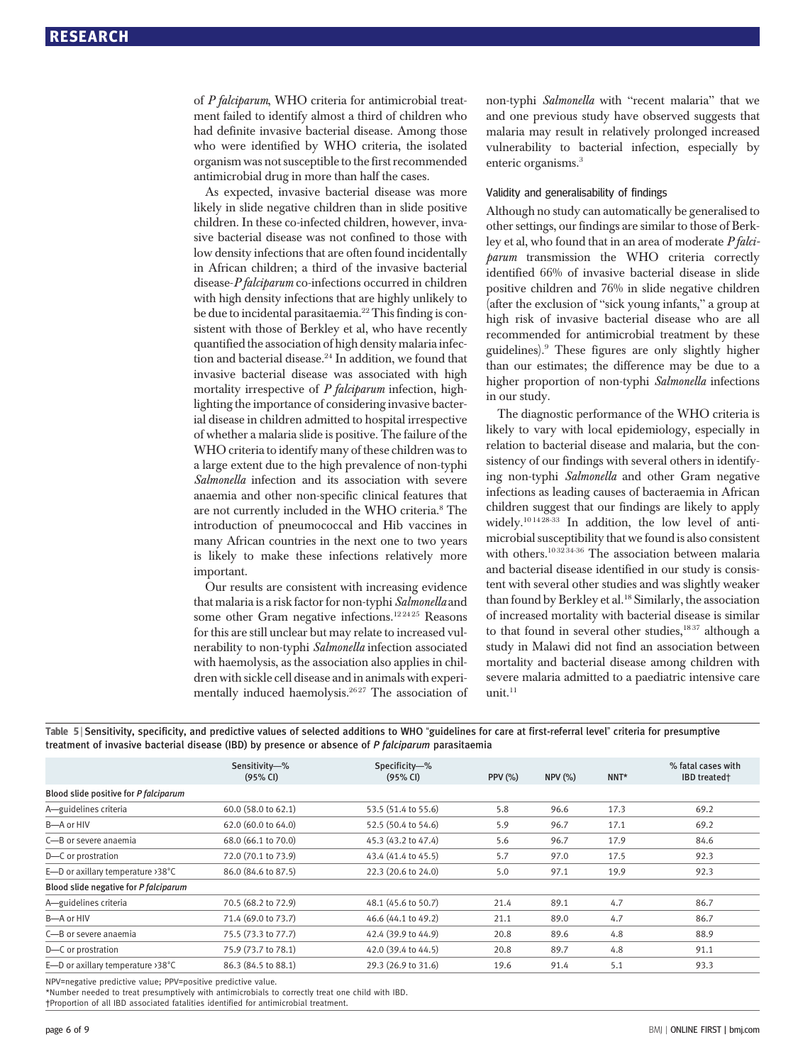of *P falciparum*, WHO criteria for antimicrobial treatment failed to identify almost a third of children who had definite invasive bacterial disease. Among those who were identified by WHO criteria, the isolated organism was not susceptible to the first recommended antimicrobial drug in more than half the cases.

As expected, invasive bacterial disease was more likely in slide negative children than in slide positive children. In these co-infected children, however, invasive bacterial disease was not confined to those with low density infections that are often found incidentally in African children; a third of the invasive bacterial disease-*P falciparum* co-infections occurred in children with high density infections that are highly unlikely to be due to incidental parasitaemia.[22] This finding is consistent with those of Berkley et al, who have recently quantified the association of high density malaria infection and bacterial disease.[24] In addition, we found that invasive bacterial disease was associated with high mortality irrespective of *P falciparum* infection, highlighting the importance of considering invasive bacterial disease in children admitted to hospital irrespective of whether a malaria slide is positive. The failure of the WHO criteria to identify many of these children was to a large extent due to the high prevalence of non-typhi *Salmonella* infection and its association with severe anaemia and other non-specific clinical features that are not currently included in the WHO criteria.[8] The introduction of pneumococcal and Hib vaccines in many African countries in the next one to two years is likely to make these infections relatively more important.

Our results are consistent with increasing evidence that malaria is a risk factor for non-typhi *Salmonella* and some other Gram negative infections.[12 24 25] Reasons for this are still unclear but may relate to increased vulnerability to non-typhi *Salmonella* infection associated with haemolysis, as the association also applies in children with sickle cell disease and in animals with experimentally induced haemolysis.[26 27] The association of non-typhi *Salmonella* with "recent malaria" that we and one previous study have observed suggests that malaria may result in relatively prolonged increased vulnerability to bacterial infection, especially by enteric organisms.[3]

### Validity and generalisability of findings

Although no study can automatically be generalised to other settings, our findings are similar to those of Berkley et al, who found that in an area of moderate *P falciparum* transmission the WHO criteria correctly identified 66% of invasive bacterial disease in slide positive children and 76% in slide negative children (after the exclusion of "sick young infants," a group at high risk of invasive bacterial disease who are all recommended for antimicrobial treatment by these guidelines).[9] These figures are only slightly higher than our estimates; the difference may be due to a higher proportion of non-typhi *Salmonella* infections in our study.

The diagnostic performance of the WHO criteria is likely to vary with local epidemiology, especially in relation to bacterial disease and malaria, but the consistency of our findings with several others in identifying non-typhi *Salmonella* and other Gram negative infections as leading causes of bacteraemia in African children suggest that our findings are likely to apply widely.[10 14 28-33] In addition, the low level of antimicrobial susceptibility that we found is also consistent with others.[10 32 34-36] The association between malaria and bacterial disease identified in our study is consistent with several other studies and was slightly weaker than found by Berkley et al.[18] Similarly, the association of increased mortality with bacterial disease is similar to that found in several other studies,[18 37] although a study in Malawi did not find an association between mortality and bacterial disease among children with severe malaria admitted to a paediatric intensive care unit.[11]

**Table 5 | Sensitivity, specificity, and predictive values of selected additions to WHO "guidelines for care at first-referral level" criteria for presumptive treatment of invasive bacterial disease (IBD) by presence or absence of *P falciparum* parasitaemia**

| | Sensitivity—% (95% CI) | Specificity—% (95% CI) | PPV (%) | NPV (%) | NNT* | % fatal cases with IBD treated† |
|---|---|---|---|---|---|---|
| **Blood slide positive for *P falciparum*** | | | | | | |
| A—guidelines criteria | 60.0 (58.0 to 62.1) | 53.5 (51.4 to 55.6) | 5.8 | 96.6 | 17.3 | 69.2 |
| B—A or HIV | 62.0 (60.0 to 64.0) | 52.5 (50.4 to 54.6) | 5.9 | 96.7 | 17.1 | 69.2 |
| C—B or severe anaemia | 68.0 (66.1 to 70.0) | 45.3 (43.2 to 47.4) | 5.6 | 96.7 | 17.9 | 84.6 |
| D—C or prostration | 72.0 (70.1 to 73.9) | 43.4 (41.4 to 45.5) | 5.7 | 97.0 | 17.5 | 92.3 |
| E—D or axillary temperature >38°C | 86.0 (84.6 to 87.5) | 22.3 (20.6 to 24.0) | 5.0 | 97.1 | 19.9 | 92.3 |
| **Blood slide negative for *P falciparum*** | | | | | | |
| A—guidelines criteria | 70.5 (68.2 to 72.9) | 48.1 (45.6 to 50.7) | 21.4 | 89.1 | 4.7 | 86.7 |
| B—A or HIV | 71.4 (69.0 to 73.7) | 46.6 (44.1 to 49.2) | 21.1 | 89.0 | 4.7 | 86.7 |
| C—B or severe anaemia | 75.5 (73.3 to 77.7) | 42.4 (39.9 to 44.9) | 20.8 | 89.6 | 4.8 | 88.9 |
| D—C or prostration | 75.9 (73.7 to 78.1) | 42.0 (39.4 to 44.5) | 20.8 | 89.7 | 4.8 | 91.1 |
| E—D or axillary temperature >38°C | 86.3 (84.5 to 88.1) | 29.3 (26.9 to 31.6) | 19.6 | 91.4 | 5.1 | 93.3 |

NPV=negative predictive value; PPV=positive predictive value.
*Number needed to treat presumptively with antimicrobials to correctly treat one child with IBD.
†Proportion of all IBD associated fatalities identified for antimicrobial treatment.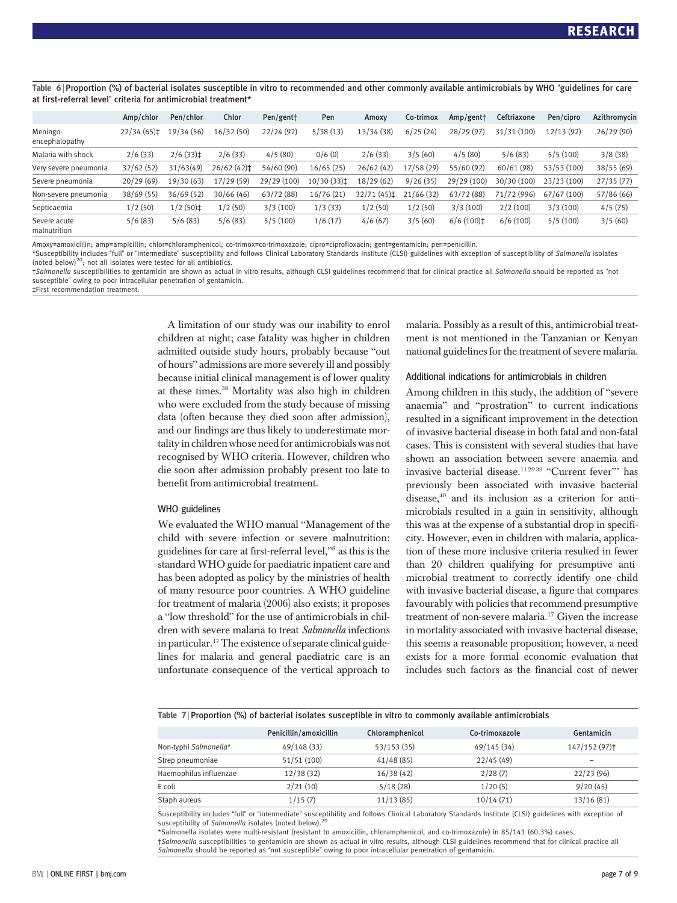**Table 6 | Proportion (%) of bacterial isolates susceptible in vitro to recommended and other commonly available antimicrobials by WHO "guidelines for care at first-referral level" criteria for antimicrobial treatment***

| | Amp/chlor | Pen/chlor | Chlor | Pen/gent† | Pen | Amoxy | Co-trimox | Amp/gent† | Ceftriaxone | Pen/cipro | Azithromycin |
|---|---|---|---|---|---|---|---|---|---|---|---|
| Meningo-encephalopathy | 22/34 (65)‡ | 19/34 (56) | 16/32 (50) | 22/24 (92) | 5/38 (13) | 13/34 (38) | 6/25 (24) | 28/29 (97) | 31/31 (100) | 12/13 (92) | 26/29 (90) |
| Malaria with shock | 2/6 (33) | 2/6 (33)‡ | 2/6 (33) | 4/5 (80) | 0/6 (0) | 2/6 (33) | 3/5 (60) | 4/5 (80) | 5/6 (83) | 5/5 (100) | 3/8 (38) |
| Very severe pneumonia | 32/62 (52) | 31/63(49) | 26/62 (42)‡ | 54/60 (90) | 16/65 (25) | 26/62 (42) | 17/58 (29) | 55/60 (92) | 60/61 (98) | 53/53 (100) | 38/55 (69) |
| Severe pneumonia | 20/29 (69) | 19/30 (63) | 17/29 (59) | 29/29 (100) | 10/30 (33)‡ | 18/29 (62) | 9/26 (35) | 29/29 (100) | 30/30 (100) | 23/23 (100) | 27/35 (77) |
| Non-severe pneumonia | 38/69 (55) | 36/69 (52) | 30/66 (46) | 63/72 (88) | 16/76 (21) | 32/71 (45)‡ | 21/66 (32) | 63/72 (88) | 71/72 (996) | 67/67 (100) | 57/86 (66) |
| Septicaemia | 1/2 (50) | 1/2 (50)‡ | 1/2 (50) | 3/3 (100) | 1/3 (33) | 1/2 (50) | 1/2 (50) | 3/3 (100) | 2/2 (100) | 3/3 (100) | 4/5 (75) |
| Severe acute malnutrition | 5/6 (83) | 5/6 (83) | 5/6 (83) | 5/5 (100) | 1/6 (17) | 4/6 (67) | 3/5 (60) | 6/6 (100)‡ | 6/6 (100) | 5/5 (100) | 3/5 (60) |

Amoxy=amoxicillin; amp=ampicillin; chlor=chloramphenicol; co-trimox=co-trimoxazole; cipro=ciprofloxacin; gent=gentamicin; pen=penicillin.

*Susceptibility includes "full" or "intermediate" susceptibility and follows Clinical Laboratory Standards Institute (CLSI) guidelines with exception of susceptibility of *Salmonella* isolates (noted below)[20]; not all isolates were tested for all antibiotics.

†*Salmonella* susceptibilities to gentamicin are shown as actual in vitro results, although CLSI guidelines recommend that for clinical practice all *Salmonella* should be reported as "not susceptible" owing to poor intracellular penetration of gentamicin.

‡First recommendation treatment.

A limitation of our study was our inability to enrol children at night; case fatality was higher in children admitted outside study hours, probably because "out of hours" admissions are more severely ill and possibly because initial clinical management is of lower quality at these times.[38] Mortality was also high in children who were excluded from the study because of missing data (often because they died soon after admission), and our findings are thus likely to underestimate mortality in children whose need for antimicrobials was not recognised by WHO criteria. However, children who die soon after admission probably present too late to benefit from antimicrobial treatment.

### WHO guidelines

We evaluated the WHO manual "Management of the child with severe infection or severe malnutrition: guidelines for care at first-referral level,"[8] as this is the standard WHO guide for paediatric inpatient care and has been adopted as policy by the ministries of health of many resource poor countries. A WHO guideline for treatment of malaria (2006) also exists; it proposes a "low threshold" for the use of antimicrobials in children with severe malaria to treat *Salmonella* infections in particular.[17] The existence of separate clinical guidelines for malaria and general paediatric care is an unfortunate consequence of the vertical approach to malaria. Possibly as a result of this, antimicrobial treatment is not mentioned in the Tanzanian or Kenyan national guidelines for the treatment of severe malaria.

### Additional indications for antimicrobials in children

Among children in this study, the addition of "severe anaemia" and "prostration" to current indications resulted in a significant improvement in the detection of invasive bacterial disease in both fatal and non-fatal cases. This is consistent with several studies that have shown an association between severe anaemia and invasive bacterial disease.[11 29 39] "Current fever"' has previously been associated with invasive bacterial disease,[40] and its inclusion as a criterion for antimicrobials resulted in a gain in sensitivity, although this was at the expense of a substantial drop in specificity. However, even in children with malaria, application of these more inclusive criteria resulted in fewer than 20 children qualifying for presumptive antimicrobial treatment to correctly identify one child with invasive bacterial disease, a figure that compares favourably with policies that recommend presumptive treatment of non-severe malaria.[17] Given the increase in mortality associated with invasive bacterial disease, this seems a reasonable proposition; however, a need exists for a more formal economic evaluation that includes such factors as the financial cost of newer

**Table 7 | Proportion (%) of bacterial isolates susceptible in vitro to commonly available antimicrobials**

| | Penicillin/amoxicillin | Chloramphenicol | Co-trimoxazole | Gentamicin |
|---|---|---|---|---|
| Non-typhi *Salmonella** | 49/148 (33) | 53/153 (35) | 49/145 (34) | 147/152 (97)† |
| Strep pneumoniae | 51/51 (100) | 41/48 (85) | 22/45 (49) | – |
| Haemophilus influenzae | 12/38 (32) | 16/38 (42) | 2/28 (7) | 22/23 (96) |
| E coli | 2/21 (10) | 5/18 (28) | 1/20 (5) | 9/20 (45) |
| Staph aureus | 1/15 (7) | 11/13 (85) | 10/14 (71) | 13/16 (81) |

Susceptibility includes "full" or "intermediate" susceptibility and follows Clinical Laboratory Standards Institute (CLSI) guidelines with exception of susceptibility of *Salmonella* isolates (noted below).[20]

*Salmonella isolates were multi-resistant (resistant to amoxicillin, chloramphenicol, and co-trimoxazole) in 85/141 (60.3%) cases.

†*Salmonella* susceptibilities to gentamicin are shown as actual in vitro results, although CLSI guidelines recommend that for clinical practice all *Salmonella* should be reported as "not susceptible" owing to poor intracellular penetration of gentamicin.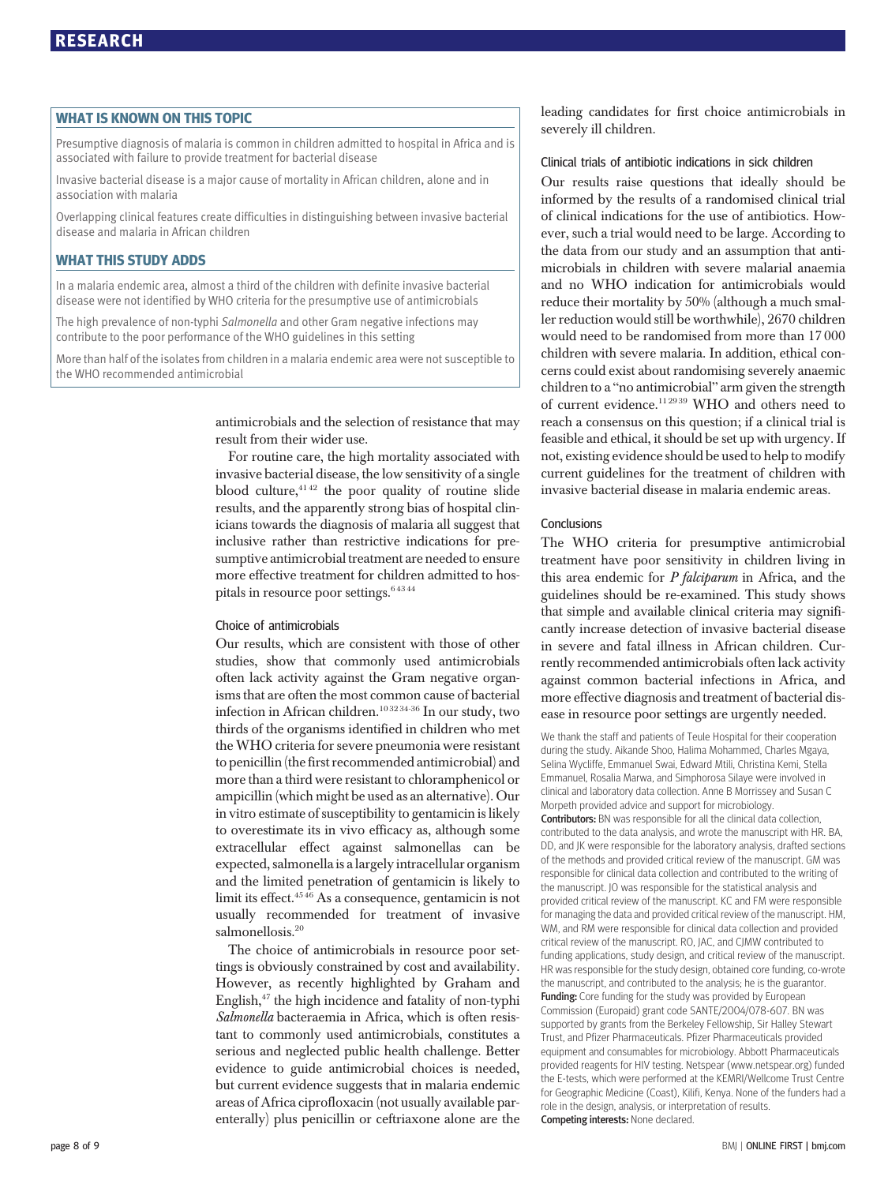## WHAT IS KNOWN ON THIS TOPIC

Presumptive diagnosis of malaria is common in children admitted to hospital in Africa and is associated with failure to provide treatment for bacterial disease

Invasive bacterial disease is a major cause of mortality in African children, alone and in association with malaria

Overlapping clinical features create difficulties in distinguishing between invasive bacterial disease and malaria in African children

## WHAT THIS STUDY ADDS

In a malaria endemic area, almost a third of the children with definite invasive bacterial disease were not identified by WHO criteria for the presumptive use of antimicrobials

The high prevalence of non-typhi *Salmonella* and other Gram negative infections may contribute to the poor performance of the WHO guidelines in this setting

More than half of the isolates from children in a malaria endemic area were not susceptible to the WHO recommended antimicrobial

antimicrobials and the selection of resistance that may result from their wider use.

For routine care, the high mortality associated with invasive bacterial disease, the low sensitivity of a single blood culture,[41 42] the poor quality of routine slide results, and the apparently strong bias of hospital clinicians towards the diagnosis of malaria all suggest that inclusive rather than restrictive indications for presumptive antimicrobial treatment are needed to ensure more effective treatment for children admitted to hospitals in resource poor settings.[6 43 44]

### Choice of antimicrobials

Our results, which are consistent with those of other studies, show that commonly used antimicrobials often lack activity against the Gram negative organisms that are often the most common cause of bacterial infection in African children.[10 32 34-36] In our study, two thirds of the organisms identified in children who met the WHO criteria for severe pneumonia were resistant to penicillin (the first recommended antimicrobial) and more than a third were resistant to chloramphenicol or ampicillin (which might be used as an alternative). Our in vitro estimate of susceptibility to gentamicin is likely to overestimate its in vivo efficacy as, although some extracellular effect against salmonellas can be expected, salmonella is a largely intracellular organism and the limited penetration of gentamicin is likely to limit its effect.[45 46] As a consequence, gentamicin is not usually recommended for treatment of invasive salmonellosis.[20]

The choice of antimicrobials in resource poor settings is obviously constrained by cost and availability. However, as recently highlighted by Graham and English,[47] the high incidence and fatality of non-typhi *Salmonella* bacteraemia in Africa, which is often resistant to commonly used antimicrobials, constitutes a serious and neglected public health challenge. Better evidence to guide antimicrobial choices is needed, but current evidence suggests that in malaria endemic areas of Africa ciprofloxacin (not usually available parenterally) plus penicillin or ceftriaxone alone are the leading candidates for first choice antimicrobials in severely ill children.

### Clinical trials of antibiotic indications in sick children

Our results raise questions that ideally should be informed by the results of a randomised clinical trial of clinical indications for the use of antibiotics. However, such a trial would need to be large. According to the data from our study and an assumption that antimicrobials in children with severe malarial anaemia and no WHO indication for antimicrobials would reduce their mortality by 50% (although a much smaller reduction would still be worthwhile), 2670 children would need to be randomised from more than 17 000 children with severe malaria. In addition, ethical concerns could exist about randomising severely anaemic children to a "no antimicrobial" arm given the strength of current evidence.[11 29 39] WHO and others need to reach a consensus on this question; if a clinical trial is feasible and ethical, it should be set up with urgency. If not, existing evidence should be used to help to modify current guidelines for the treatment of children with invasive bacterial disease in malaria endemic areas.

### Conclusions

The WHO criteria for presumptive antimicrobial treatment have poor sensitivity in children living in this area endemic for *P falciparum* in Africa, and the guidelines should be re-examined. This study shows that simple and available clinical criteria may significantly increase detection of invasive bacterial disease in severe and fatal illness in African children. Currently recommended antimicrobials often lack activity against common bacterial infections in Africa, and more effective diagnosis and treatment of bacterial disease in resource poor settings are urgently needed.

We thank the staff and patients of Teule Hospital for their cooperation during the study. Aikande Shoo, Halima Mohammed, Charles Mgaya, Selina Wycliffe, Emmanuel Swai, Edward Mtili, Christina Kemi, Stella Emmanuel, Rosalia Marwa, and Simphorosa Silaye were involved in clinical and laboratory data collection. Anne B Morrissey and Susan C Morpeth provided advice and support for microbiology.

**Contributors:** BN was responsible for all the clinical data collection, contributed to the data analysis, and wrote the manuscript with HR. BA, DD, and JK were responsible for the laboratory analysis, drafted sections of the methods and provided critical review of the manuscript. GM was responsible for clinical data collection and contributed to the writing of the manuscript. JO was responsible for the statistical analysis and provided critical review of the manuscript. KC and FM were responsible for managing the data and provided critical review of the manuscript. HM, WM, and RM were responsible for clinical data collection and provided critical review of the manuscript. RO, JAC, and CJMW contributed to funding applications, study design, and critical review of the manuscript. HR was responsible for the study design, obtained core funding, co-wrote the manuscript, and contributed to the analysis; he is the guarantor.

**Funding:** Core funding for the study was provided by European Commission (Europaid) grant code SANTE/2004/078-607. BN was supported by grants from the Berkeley Fellowship, Sir Halley Stewart Trust, and Pfizer Pharmaceuticals. Pfizer Pharmaceuticals provided equipment and consumables for microbiology. Abbott Pharmaceuticals provided reagents for HIV testing. Netspear (www.netspear.org) funded the E-tests, which were performed at the KEMRI/Wellcome Trust Centre for Geographic Medicine (Coast), Kilifi, Kenya. None of the funders had a role in the design, analysis, or interpretation of results.

**Competing interests:** None declared.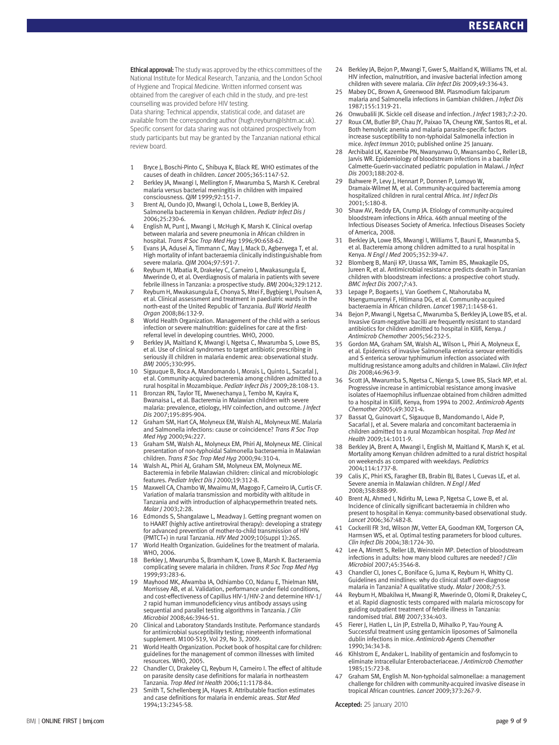**Ethical approval:** The study was approved by the ethics committees of the National Institute for Medical Research, Tanzania, and the London School of Hygiene and Tropical Medicine. Written informed consent was obtained from the caregiver of each child in the study, and pre-test counselling was provided before HIV testing.

Data sharing: Technical appendix, statistical code, and dataset are available from the corresponding author (hugh.reyburn@lshtm.ac.uk). Specific consent for data sharing was not obtained prospectively from study participants but may be granted by the Tanzanian national ethical review board.

1. Bryce J, Boschi-Pinto C, Shibuya K, Black RE. WHO estimates of the causes of death in children. *Lancet* 2005;365:1147-52.
2. Berkley JA, Mwangi I, Mellington F, Mwarumba S, Marsh K. Cerebral malaria versus bacterial meningitis in children with impaired consciousness. *QJM* 1999;92:151-7.
3. Brent AJ, Oundo JO, Mwangi I, Ochola L, Lowe B, Berkley JA. Salmonella bacteremia in Kenyan children. *Pediatr Infect Dis J* 2006;25:230-6.
4. English M, Punt J, Mwangi I, McHugh K, Marsh K. Clinical overlap between malaria and severe pneumonia in African children in hospital. *Trans R Soc Trop Med Hyg* 1996;90:658-62.
5. Evans JA, Adusei A, Timmann C, May J, Mack D, Agbenyega T, et al. High mortality of infant bacteraemia clinically indistinguishable from severe malaria. *QJM* 2004;97:591-7.
6. Reyburn H, Mbatia R, Drakeley C, Carneiro I, Mwakasungula E, Mwerinde O, et al. Overdiagnosis of malaria in patients with severe febrile illness in Tanzania: a prospective study. *BMJ* 2004;329:1212.
7. Reyburn H, Mwakasungula E, Chonya S, Mtei F, Bygbjerg I, Poulsen A, et al. Clinical assessment and treatment in paediatric wards in the north-east of the United Republic of Tanzania. *Bull World Health Organ* 2008;86:132-9.
8. World Health Organization. Management of the child with a serious infection or severe malnutrition: guidelines for care at the first-referral level in developing countries. WHO, 2000.
9. Berkley JA, Maitland K, Mwangi I, Ngetsa C, Mwarumba S, Lowe BS, et al. Use of clinical syndromes to target antibiotic prescribing in seriously ill children in malaria endemic area: observational study. *BMJ* 2005;330:995.
10. Sigauque B, Roca A, Mandomando I, Morais L, Quinto L, Sacarlal J, et al. Community-acquired bacteremia among children admitted to a rural hospital in Mozambique. *Pediatr Infect Dis J* 2009;28:108-13.
11. Bronzan RN, Taylor TE, Mwenechanya J, Tembo M, Kayira K, Bwanaisa L, et al. Bacteremia in Malawian children with severe malaria: prevalence, etiology, HIV coinfection, and outcome. *J Infect Dis* 2007;195:895-904.
12. Graham SM, Hart CA, Molyneux EM, Walsh AL, Molyneux ME. Malaria and Salmonella infections: cause or coincidence? *Trans R Soc Trop Med Hyg* 2000;94:227.
13. Graham SM, Walsh AL, Molyneux EM, Phiri AJ, Molyneux ME. Clinical presentation of non-typhoidal Salmonella bacteraemia in Malawian children. *Trans R Soc Trop Med Hyg* 2000;94:310-4.
14. Walsh AL, Phiri AJ, Graham SM, Molyneux EM, Molyneux ME. Bacteremia in febrile Malawian children: clinical and microbiologic features. *Pediatr Infect Dis J* 2000;19:312-8.
15. Maxwell CA, Chambo W, Mwaimu M, Magogo F, Carneiro IA, Curtis CF. Variation of malaria transmission and morbidity with altitude in Tanzania and with introduction of alphacypermethrin treated nets. *Malar J* 2003;2:28.
16. Edmonds S, Shangalawe L, Meadway J. Getting pregnant women on to HAART (highly active antiretroviral therapy): developing a strategy for advanced prevention of mother-to-child transmission of HIV (PMTCT+) in rural Tanzania. *HIV Med* 2009;10(suppl 1):26S.
17. World Health Organization. Guidelines for the treatment of malaria. WHO, 2006.
18. Berkley J, Mwarumba S, Bramham K, Lowe B, Marsh K. Bacteraemia complicating severe malaria in children. *Trans R Soc Trop Med Hyg* 1999;93:283-6.
19. Mayhood MK, Afwamba IA, Odhiambo CO, Ndanu E, Thielman NM, Morrissey AB, et al. Validation, performance under field conditions, and cost-effectiveness of Capillus HIV-1/HIV-2 and determine HIV-1/2 rapid human immunodeficiency virus antibody assays using sequential and parallel testing algorithms in Tanzania. *J Clin Microbiol* 2008;46:3946-51.
20. Clinical and Laboratory Standards Institute. Performance standards for antimicrobial susceptibility testing; nineteenth informational supplement. M100-S19, Vol 29, No 3, 2009.
21. World Health Organization. Pocket book of hospital care for children: guidelines for the management of common illnesses with limited resources. WHO, 2005.
22. Chandler CI, Drakeley CJ, Reyburn H, Carneiro I. The effect of altitude on parasite density case definitions for malaria in northeastern Tanzania. *Trop Med Int Health* 2006;11:1178-84.
23. Smith T, Schellenberg JA, Hayes R. Attributable fraction estimates and case definitions for malaria in endemic areas. *Stat Med* 1994;13:2345-58.
24. Berkley JA, Bejon P, Mwangi T, Gwer S, Maitland K, Williams TN, et al. HIV infection, malnutrition, and invasive bacterial infection among children with severe malaria. *Clin Infect Dis* 2009;49:336-43.
25. Mabey DC, Brown A, Greenwood BM. Plasmodium falciparum malaria and Salmonella infections in Gambian children. *J Infect Dis* 1987;155:1319-21.
26. Onwubalili JK. Sickle cell disease and infection. *J Infect* 1983;7:2-20.
27. Roux CM, Butler BP, Chau JY, Paixao TA, Cheung KW, Santos RL, et al. Both hemolytic anemia and malaria parasite-specific factors increase susceptibility to non-typhoidal Salmonella infection in mice. *Infect Immun* 2010; published online 25 January.
28. Archibald LK, Kazembe PN, Nwanyanwu O, Mwansambo C, Reller LB, Jarvis WR. Epidemiology of bloodstream infections in a bacille Calmette-Guerin-vaccinated pediatric population in Malawi. *J Infect Dis* 2003;188:202-8.
29. Bahwere P, Levy J, Hennart P, Donnen P, Lomoyo W, Dramaix-Wilmet M, et al. Community-acquired bacteremia among hospitalized children in rural central Africa. *Int J Infect Dis* 2001;5:180-8.
30. Shaw AV, Reddy EA, Crump JA. Etiology of community-acquired bloodstream infections in Africa. 46th annual meeting of the Infectious Diseases Society of America. Infectious Diseases Society of America, 2008.
31. Berkley JA, Lowe BS, Mwangi I, Williams T, Bauni E, Mwarumba S, et al. Bacteremia among children admitted to a rural hospital in Kenya. *N Engl J Med* 2005;352:39-47.
32. Blomberg B, Manji KP, Urassa WK, Tamim BS, Mwakagile DS, Jureen R, et al. Antimicrobial resistance predicts death in Tanzanian children with bloodstream infections: a prospective cohort study. *BMC Infect Dis* 2007;7:43.
33. Lepage P, Bogaerts J, Van Goethem C, Ntahorutaba M, Nsengumuremyi F, Hitimana DG, et al. Community-acquired bacteraemia in African children. *Lancet* 1987;1:1458-61.
34. Bejon P, Mwangi I, Ngetsa C, Mwarumba S, Berkley JA, Lowe BS, et al. Invasive Gram-negative bacilli are frequently resistant to standard antibiotics for children admitted to hospital in Kilifi, Kenya. *J Antimicrob Chemother* 2005;56:232-5.
35. Gordon MA, Graham SM, Walsh AL, Wilson L, Phiri A, Molyneux E, et al. Epidemics of invasive Salmonella enterica serovar enteritidis and S enterica serovar typhimurium infection associated with multidrug resistance among adults and children in Malawi. *Clin Infect Dis* 2008;46:963-9.
36. Scott JA, Mwarumba S, Ngetsa C, Njenga S, Lowe BS, Slack MP, et al. Progressive increase in antimicrobial resistance among invasive isolates of Haemophilus influenzae obtained from children admitted to a hospital in Kilifi, Kenya, from 1994 to 2002. *Antimicrob Agents Chemother* 2005;49:3021-4.
37. Bassat Q, Guinovart C, Sigauque B, Mandomando I, Aide P, Sacarlal J, et al. Severe malaria and concomitant bacteraemia in children admitted to a rural Mozambican hospital. *Trop Med Int Health* 2009;14:1011-9.
38. Berkley JA, Brent A, Mwangi I, English M, Maitland K, Marsh K, et al. Mortality among Kenyan children admitted to a rural district hospital on weekends as compared with weekdays. *Pediatrics* 2004;114:1737-8.
39. Calis JC, Phiri KS, Faragher EB, Brabin BJ, Bates I, Cuevas LE, et al. Severe anemia in Malawian children. *N Engl J Med* 2008;358:888-99.
40. Brent AJ, Ahmed I, Ndiritu M, Lewa P, Ngetsa C, Lowe B, et al. Incidence of clinically significant bacteraemia in children who present to hospital in Kenya: community-based observational study. *Lancet* 2006;367:482-8.
41. Cockerill FR 3rd, Wilson JW, Vetter EA, Goodman KM, Torgerson CA, Harmsen WS, et al. Optimal testing parameters for blood cultures. *Clin Infect Dis* 2004;38:1724-30.
42. Lee A, Mirrett S, Reller LB, Weinstein MP. Detection of bloodstream infections in adults: how many blood cultures are needed? *J Clin Microbiol* 2007;45:3546-8.
43. Chandler CI, Jones C, Boniface G, Juma K, Reyburn H, Whitty CJ. Guidelines and mindlines: why do clinical staff over-diagnose malaria in Tanzania? A qualitative study. *Malar J* 2008;7:53.
44. Reyburn H, Mbakilwa H, Mwangi R, Mwerinde O, Olomi R, Drakeley C, et al. Rapid diagnostic tests compared with malaria microscopy for guiding outpatient treatment of febrile illness in Tanzania: randomised trial. *BMJ* 2007;334:403.
45. Fierer J, Hatlen L, Lin JP, Estrella D, Mihalko P, Yau-Young A. Successful treatment using gentamicin liposomes of Salmonella dublin infections in mice. *Antimicrob Agents Chemother* 1990;34:343-8.
46. Kihlstrom E, Andaker L. Inability of gentamicin and fosfomycin to eliminate intracellular Enterobacteriaceae. *J Antimicrob Chemother* 1985;15:723-8.
47. Graham SM, English M. Non-typhoidal salmonellae: a management challenge for children with community-acquired invasive disease in tropical African countries. *Lancet* 2009;373:267-9.

**Accepted:** 25 January 2010